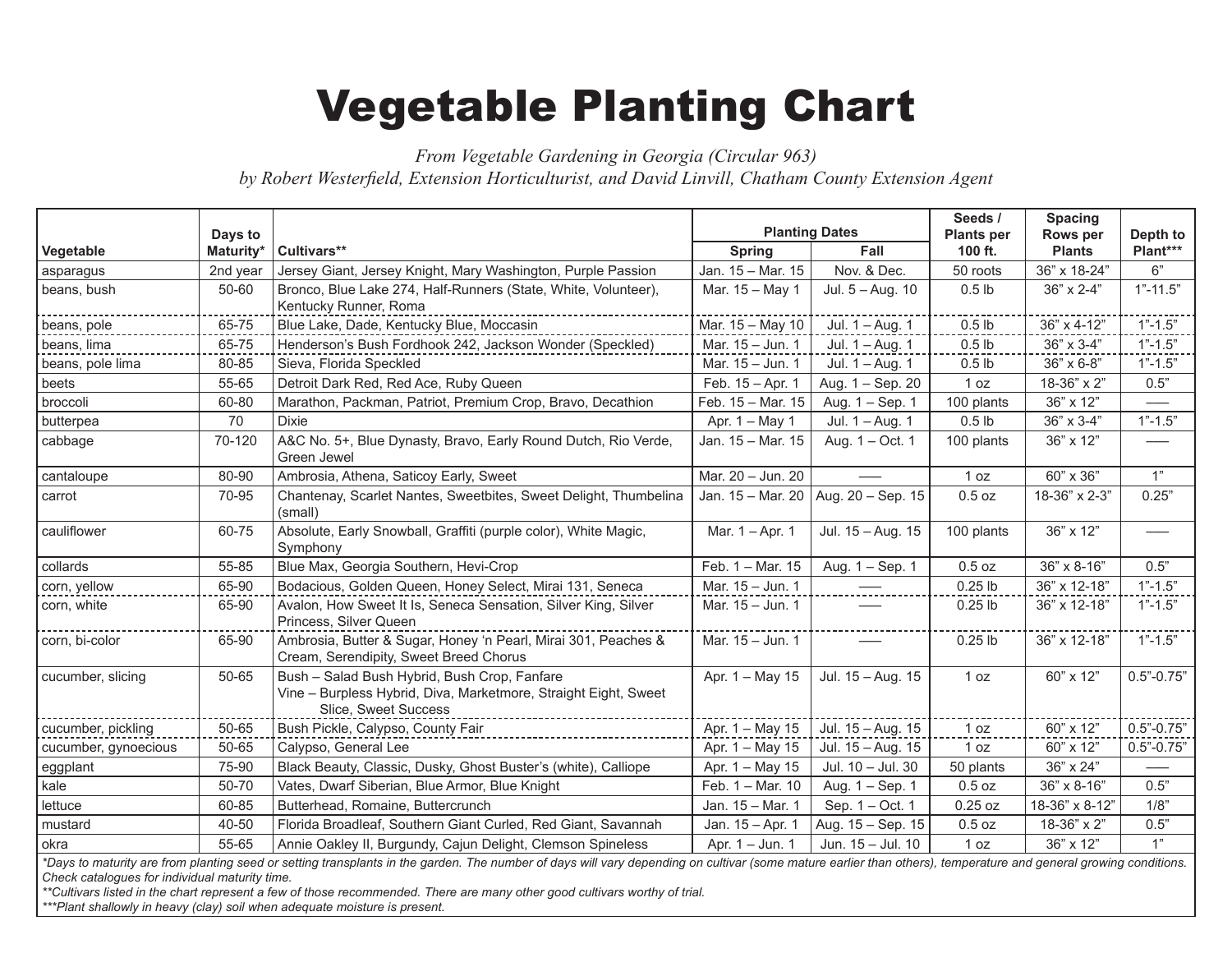# Vegetable Planting Chart

*From Vegetable Gardening in Georgia (Circular 963)*
*by Robert Westerfield, Extension Horticulturist, and David Linvill, Chatham County Extension Agent*

| Vegetable | Days to Maturity* | Cultivars** | Planting Dates | | Seeds / Plants per 100 ft. | Spacing Rows per Plants | Depth to Plant*** |
|---|---|---|---|---|---|---|---|
| | | | Spring | Fall | | | |
| asparagus | 2nd year | Jersey Giant, Jersey Knight, Mary Washington, Purple Passion | Jan. 15 – Mar. 15 | Nov. & Dec. | 50 roots | 36” x 18-24” | 6” |
| beans, bush | 50-60 | Bronco, Blue Lake 274, Half-Runners (State, White, Volunteer), Kentucky Runner, Roma | Mar. 15 – May 1 | Jul. 5 – Aug. 10 | 0.5 lb | 36” x 2-4” | 1”-11.5” |
| beans, pole | 65-75 | Blue Lake, Dade, Kentucky Blue, Moccasin | Mar. 15 – May 10 | Jul. 1 – Aug. 1 | 0.5 lb | 36” x 4-12” | 1”-1.5” |
| beans, lima | 65-75 | Henderson’s Bush Fordhook 242, Jackson Wonder (Speckled) | Mar. 15 – Jun. 1 | Jul. 1 – Aug. 1 | 0.5 lb | 36” x 3-4” | 1”-1.5” |
| beans, pole lima | 80-85 | Sieva, Florida Speckled | Mar. 15 – Jun. 1 | Jul. 1 – Aug. 1 | 0.5 lb | 36” x 6-8” | 1”-1.5” |
| beets | 55-65 | Detroit Dark Red, Red Ace, Ruby Queen | Feb. 15 – Apr. 1 | Aug. 1 – Sep. 20 | 1 oz | 18-36” x 2” | 0.5” |
| broccoli | 60-80 | Marathon, Packman, Patriot, Premium Crop, Bravo, Decathion | Feb. 15 – Mar. 15 | Aug. 1 – Sep. 1 | 100 plants | 36” x 12” | —— |
| butterpea | 70 | Dixie | Apr. 1 – May 1 | Jul. 1 – Aug. 1 | 0.5 lb | 36” x 3-4” | 1”-1.5” |
| cabbage | 70-120 | A&C No. 5+, Blue Dynasty, Bravo, Early Round Dutch, Rio Verde, Green Jewel | Jan. 15 – Mar. 15 | Aug. 1 – Oct. 1 | 100 plants | 36” x 12” | —— |
| cantaloupe | 80-90 | Ambrosia, Athena, Saticoy Early, Sweet | Mar. 20 – Jun. 20 | —— | 1 oz | 60” x 36” | 1” |
| carrot | 70-95 | Chantenay, Scarlet Nantes, Sweetbites, Sweet Delight, Thumbelina (small) | Jan. 15 – Mar. 20 | Aug. 20 – Sep. 15 | 0.5 oz | 18-36” x 2-3” | 0.25” |
| cauliflower | 60-75 | Absolute, Early Snowball, Graffiti (purple color), White Magic, Symphony | Mar. 1 – Apr. 1 | Jul. 15 – Aug. 15 | 100 plants | 36” x 12” | —— |
| collards | 55-85 | Blue Max, Georgia Southern, Hevi-Crop | Feb. 1 – Mar. 15 | Aug. 1 – Sep. 1 | 0.5 oz | 36” x 8-16” | 0.5” |
| corn, yellow | 65-90 | Bodacious, Golden Queen, Honey Select, Mirai 131, Seneca | Mar. 15 – Jun. 1 | —— | 0.25 lb | 36” x 12-18” | 1”-1.5” |
| corn, white | 65-90 | Avalon, How Sweet It Is, Seneca Sensation, Silver King, Silver Princess, Silver Queen | Mar. 15 – Jun. 1 | —— | 0.25 lb | 36” x 12-18” | 1”-1.5” |
| corn, bi-color | 65-90 | Ambrosia, Butter & Sugar, Honey ‘n Pearl, Mirai 301, Peaches & Cream, Serendipity, Sweet Breed Chorus | Mar. 15 – Jun. 1 | —— | 0.25 lb | 36” x 12-18” | 1”-1.5” |
| cucumber, slicing | 50-65 | Bush – Salad Bush Hybrid, Bush Crop, Fanfare<br>Vine – Burpless Hybrid, Diva, Marketmore, Straight Eight, Sweet Slice, Sweet Success | Apr. 1 – May 15 | Jul. 15 – Aug. 15 | 1 oz | 60” x 12” | 0.5”-0.75” |
| cucumber, pickling | 50-65 | Bush Pickle, Calypso, County Fair | Apr. 1 – May 15 | Jul. 15 – Aug. 15 | 1 oz | 60” x 12” | 0.5”-0.75” |
| cucumber, gynoecious | 50-65 | Calypso, General Lee | Apr. 1 – May 15 | Jul. 15 – Aug. 15 | 1 oz | 60” x 12” | 0.5”-0.75” |
| eggplant | 75-90 | Black Beauty, Classic, Dusky, Ghost Buster’s (white), Calliope | Apr. 1 – May 15 | Jul. 10 – Jul. 30 | 50 plants | 36” x 24” | —— |
| kale | 50-70 | Vates, Dwarf Siberian, Blue Armor, Blue Knight | Feb. 1 – Mar. 10 | Aug. 1 – Sep. 1 | 0.5 oz | 36” x 8-16” | 0.5” |
| lettuce | 60-85 | Butterhead, Romaine, Buttercrunch | Jan. 15 – Mar. 1 | Sep. 1 – Oct. 1 | 0.25 oz | 18-36” x 8-12” | 1/8” |
| mustard | 40-50 | Florida Broadleaf, Southern Giant Curled, Red Giant, Savannah | Jan. 15 – Apr. 1 | Aug. 15 – Sep. 15 | 0.5 oz | 18-36” x 2” | 0.5” |
| okra | 55-65 | Annie Oakley II, Burgundy, Cajun Delight, Clemson Spineless | Apr. 1 – Jun. 1 | Jun. 15 – Jul. 10 | 1 oz | 36” x 12” | 1” |

*Days to maturity are from planting seed or setting transplants in the garden. The number of days will vary depending on cultivar (some mature earlier than others), temperature and general growing conditions. Check catalogues for individual maturity time.*

**Cultivars listed in the chart represent a few of those recommended. There are many other good cultivars worthy of trial.*

***Plant shallowly in heavy (clay) soil when adequate moisture is present.*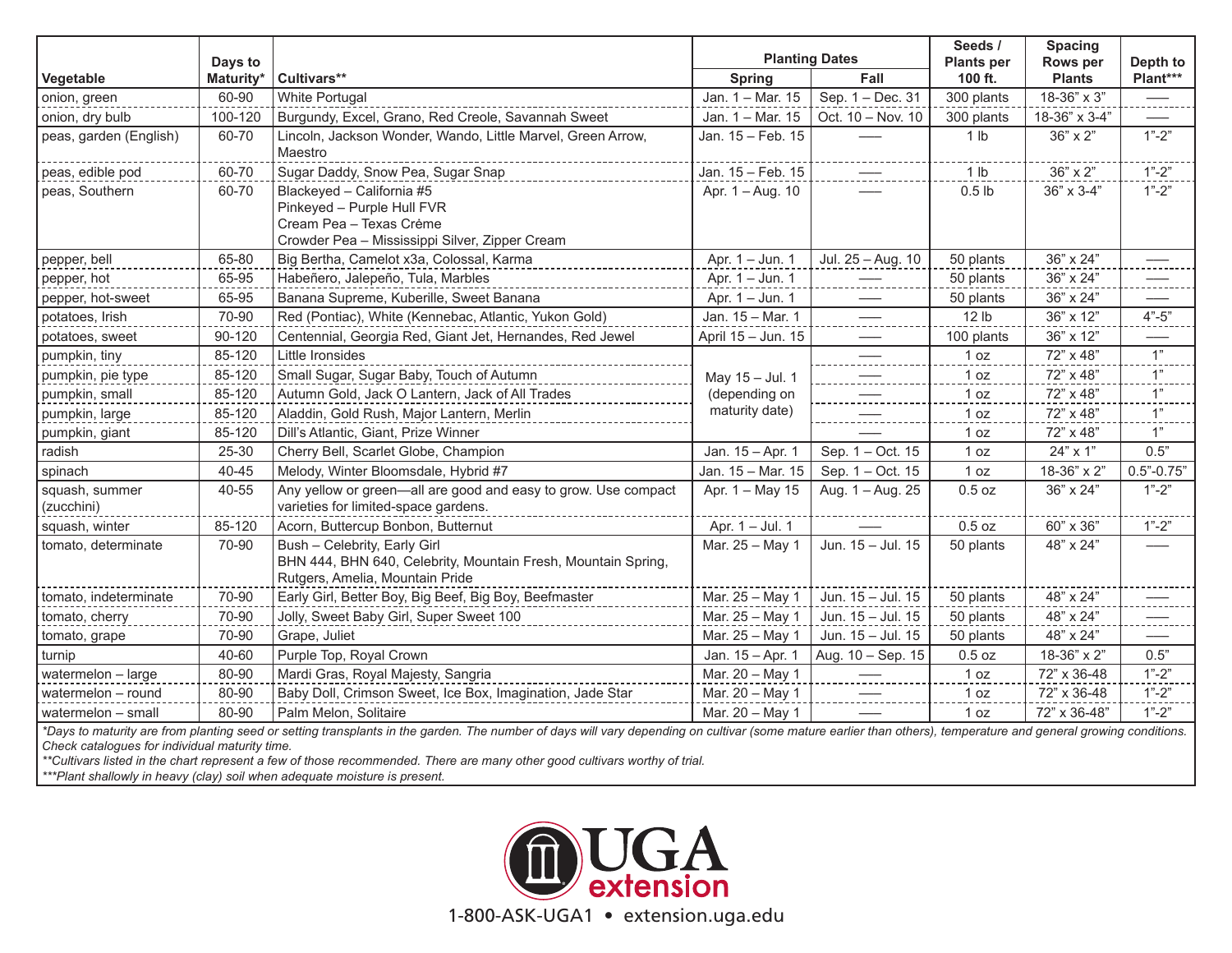| Vegetable | Days to Maturity* | Cultivars** | Planting Dates | | Seeds / Plants per 100 ft. | Spacing Rows per Plants | Depth to Plant*** |
|---|---|---|---|---|---|---|---|
| | | | Spring | Fall | | | |
| onion, green | 60-90 | White Portugal | Jan. 1 – Mar. 15 | Sep. 1 – Dec. 31 | 300 plants | 18-36" x 3" | —— |
| onion, dry bulb | 100-120 | Burgundy, Excel, Grano, Red Creole, Savannah Sweet | Jan. 1 – Mar. 15 | Oct. 10 – Nov. 10 | 300 plants | 18-36" x 3-4" | —— |
| peas, garden (English) | 60-70 | Lincoln, Jackson Wonder, Wando, Little Marvel, Green Arrow, Maestro | Jan. 15 – Feb. 15 | —— | 1 lb | 36" x 2" | 1"-2" |
| peas, edible pod | 60-70 | Sugar Daddy, Snow Pea, Sugar Snap | Jan. 15 – Feb. 15 | —— | 1 lb | 36" x 2" | 1"-2" |
| peas, Southern | 60-70 | Blackeyed – California #5<br>Pinkeyed – Purple Hull FVR<br>Cream Pea – Texas Crème<br>Crowder Pea – Mississippi Silver, Zipper Cream | Apr. 1 – Aug. 10 | —— | 0.5 lb | 36" x 3-4" | 1"-2" |
| pepper, bell | 65-80 | Big Bertha, Camelot x3a, Colossal, Karma | Apr. 1 – Jun. 1 | Jul. 25 – Aug. 10 | 50 plants | 36" x 24" | —— |
| pepper, hot | 65-95 | Habeñero, Jalepeño, Tula, Marbles | Apr. 1 – Jun. 1 | —— | 50 plants | 36" x 24" | —— |
| pepper, hot-sweet | 65-95 | Banana Supreme, Kuberille, Sweet Banana | Apr. 1 – Jun. 1 | —— | 50 plants | 36" x 24" | —— |
| potatoes, Irish | 70-90 | Red (Pontiac), White (Kennebac, Atlantic, Yukon Gold) | Jan. 15 – Mar. 1 | —— | 12 lb | 36" x 12" | 4"-5" |
| potatoes, sweet | 90-120 | Centennial, Georgia Red, Giant Jet, Hernandes, Red Jewel | April 15 – Jun. 15 | —— | 100 plants | 36" x 12" | —— |
| pumpkin, tiny | 85-120 | Little Ironsides | May 15 – Jul. 1 (depending on maturity date) | —— | 1 oz | 72" x 48" | 1" |
| pumpkin, pie type | 85-120 | Small Sugar, Sugar Baby, Touch of Autumn | May 15 – Jul. 1 (depending on maturity date) | —— | 1 oz | 72" x 48" | 1" |
| pumpkin, small | 85-120 | Autumn Gold, Jack O Lantern, Jack of All Trades | May 15 – Jul. 1 (depending on maturity date) | —— | 1 oz | 72" x 48" | 1" |
| pumpkin, large | 85-120 | Aladdin, Gold Rush, Major Lantern, Merlin | May 15 – Jul. 1 (depending on maturity date) | —— | 1 oz | 72" x 48" | 1" |
| pumpkin, giant | 85-120 | Dill's Atlantic, Giant, Prize Winner | May 15 – Jul. 1 (depending on maturity date) | —— | 1 oz | 72" x 48" | 1" |
| radish | 25-30 | Cherry Bell, Scarlet Globe, Champion | Jan. 15 – Apr. 1 | Sep. 1 – Oct. 15 | 1 oz | 24" x 1" | 0.5" |
| spinach | 40-45 | Melody, Winter Bloomsdale, Hybrid #7 | Jan. 15 – Mar. 15 | Sep. 1 – Oct. 15 | 1 oz | 18-36" x 2" | 0.5"-0.75" |
| squash, summer (zucchini) | 40-55 | Any yellow or green—all are good and easy to grow. Use compact varieties for limited-space gardens. | Apr. 1 – May 15 | Aug. 1 – Aug. 25 | 0.5 oz | 36" x 24" | 1"-2" |
| squash, winter | 85-120 | Acorn, Buttercup Bonbon, Butternut | Apr. 1 – Jul. 1 | —— | 0.5 oz | 60" x 36" | 1"-2" |
| tomato, determinate | 70-90 | Bush – Celebrity, Early Girl<br>BHN 444, BHN 640, Celebrity, Mountain Fresh, Mountain Spring, Rutgers, Amelia, Mountain Pride | Mar. 25 – May 1 | Jun. 15 – Jul. 15 | 50 plants | 48" x 24" | —— |
| tomato, indeterminate | 70-90 | Early Girl, Better Boy, Big Beef, Big Boy, Beefmaster | Mar. 25 – May 1 | Jun. 15 – Jul. 15 | 50 plants | 48" x 24" | —— |
| tomato, cherry | 70-90 | Jolly, Sweet Baby Girl, Super Sweet 100 | Mar. 25 – May 1 | Jun. 15 – Jul. 15 | 50 plants | 48" x 24" | —— |
| tomato, grape | 70-90 | Grape, Juliet | Mar. 25 – May 1 | Jun. 15 – Jul. 15 | 50 plants | 48" x 24" | —— |
| turnip | 40-60 | Purple Top, Royal Crown | Jan. 15 – Apr. 1 | Aug. 10 – Sep. 15 | 0.5 oz | 18-36" x 2" | 0.5" |
| watermelon – large | 80-90 | Mardi Gras, Royal Majesty, Sangria | Mar. 20 – May 1 | —— | 1 oz | 72" x 36-48 | 1"-2" |
| watermelon – round | 80-90 | Baby Doll, Crimson Sweet, Ice Box, Imagination, Jade Star | Mar. 20 – May 1 | —— | 1 oz | 72" x 36-48 | 1"-2" |
| watermelon – small | 80-90 | Palm Melon, Solitaire | Mar. 20 – May 1 | —— | 1 oz | 72" x 36-48" | 1"-2" |

*Days to maturity are from planting seed or setting transplants in the garden. The number of days will vary depending on cultivar (some mature earlier than others), temperature and general growing conditions. Check catalogues for individual maturity time.*

*\*\*Cultivars listed in the chart represent a few of those recommended. There are many other good cultivars worthy of trial.*

*\*\*\*Plant shallowly in heavy (clay) soil when adequate moisture is present.*

UGA extension

1-800-ASK-UGA1 • extension.uga.edu